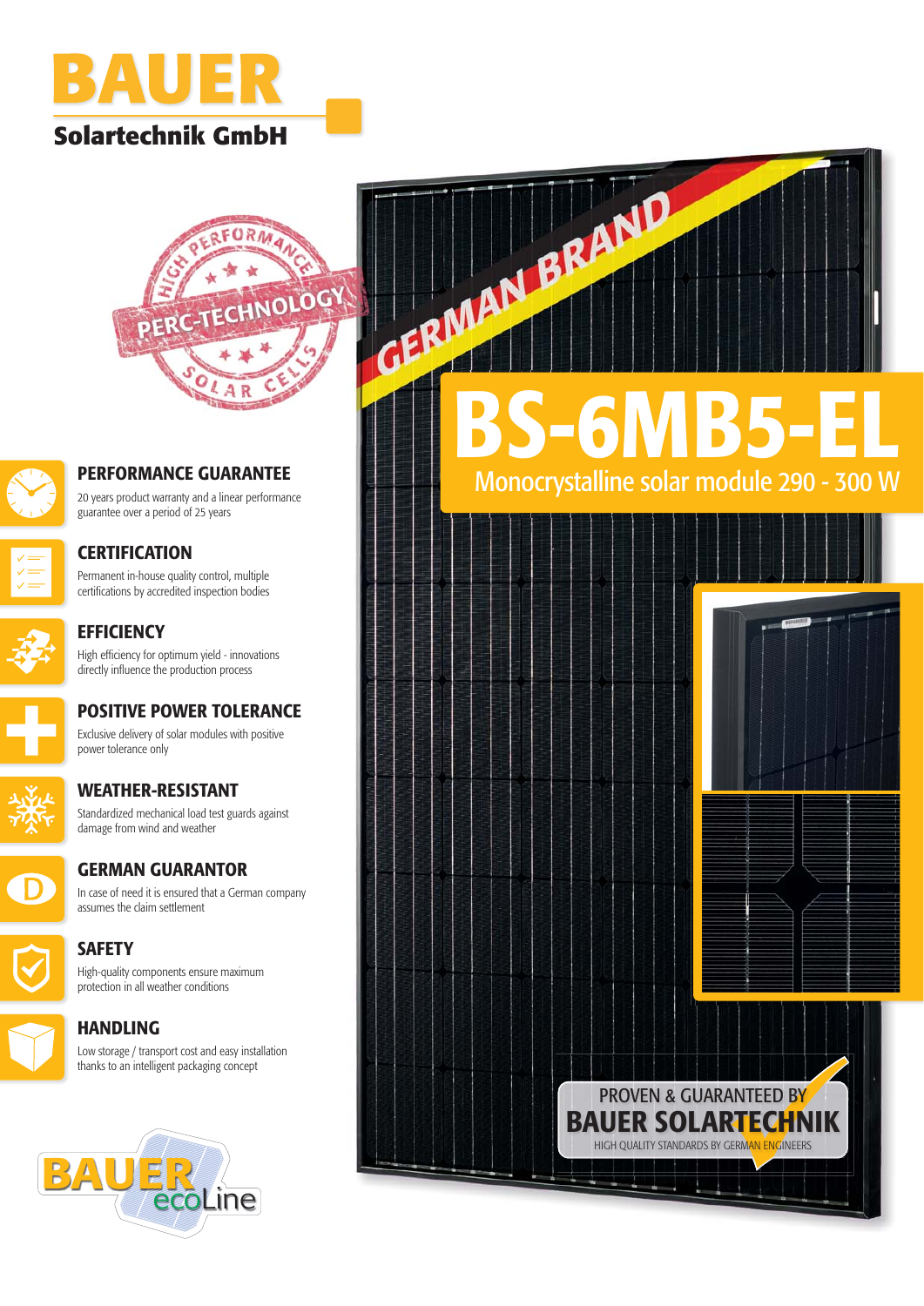# BAUER

**Solartechnik GmbH**

HIGH PERFORMANCE PERC-TECHNOLOGY SOLAR CELLS

GERMAN BRAND

# BS-6MB5-EL

## Monocrystalline solar module 290 - 300 W

### PERFORMANCE GUARANTEE

20 years product warranty and a linear performance guarantee over a period of 25 years

### CERTIFICATION

Permanent in-house quality control, multiple certifications by accredited inspection bodies

### EFFICIENCY

High efficiency for optimum yield - innovations directly influence the production process

### POSITIVE POWER TOLERANCE

Exclusive delivery of solar modules with positive power tolerance only

### WEATHER-RESISTANT

Standardized mechanical load test guards against damage from wind and weather

### GERMAN GUARANTOR

In case of need it is ensured that a German company assumes the claim settlement

### SAFETY

High-quality components ensure maximum protection in all weather conditions

### HANDLING

Low storage / transport cost and easy installation thanks to an intelligent packaging concept

PROVEN & GUARANTEED BY
**BAUER SOLARTECHNIK**
HIGH QUALITY STANDARDS BY GERMAN ENGINEERS

BAUER ecoLine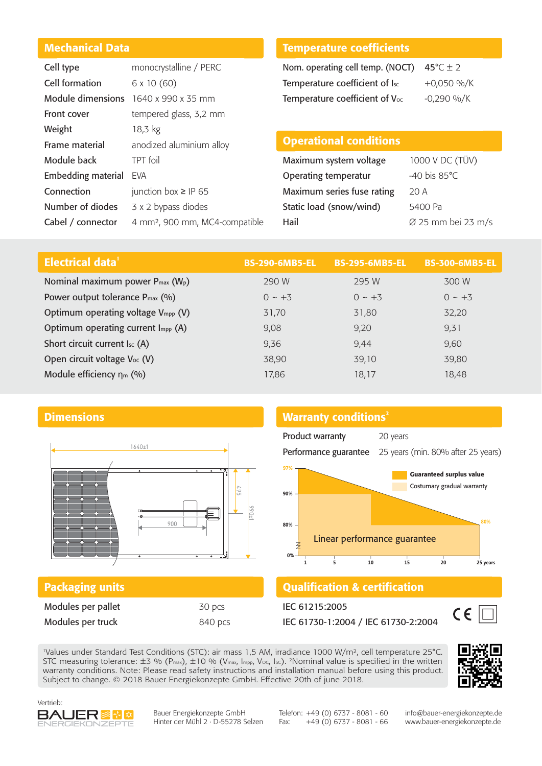## Mechanical Data

| | |
|---|---|
| Cell type | monocrystalline / PERC |
| Cell formation | 6 x 10 (60) |
| Module dimensions | 1640 x 990 x 35 mm |
| Front cover | tempered glass, 3,2 mm |
| Weight | 18,3 kg |
| Frame material | anodized aluminium alloy |
| Module back | TPT foil |
| Embedding material | EVA |
| Connection | junction box ≥ IP 65 |
| Number of diodes | 3 x 2 bypass diodes |
| Cabel / connector | 4 mm², 900 mm, MC4-compatible |

## Temperature coefficients

| | |
|---|---|
| Nom. operating cell temp. (NOCT) | 45°C ± 2 |
| Temperature coefficient of $I_{sc}$ | +0,050 %/K |
| Temperature coefficient of $V_{oc}$ | -0,290 %/K |

## Operational conditions

| | |
|---|---|
| Maximum system voltage | 1000 V DC (TÜV) |
| Operating temperatur | -40 bis 85°C |
| Maximum series fuse rating | 20 A |
| Static load (snow/wind) | 5400 Pa |
| Hail | Ø 25 mm bei 23 m/s |

## Electrical data[1]

| Electrical data[1] | BS-290-6MB5-EL | BS-295-6MB5-EL | BS-300-6MB5-EL |
|---|---|---|---|
| Nominal maximum power $P_{max}$ ($W_p$) | 290 W | 295 W | 300 W |
| Power output tolerance $P_{max}$ (%) | 0 ~ +3 | 0 ~ +3 | 0 ~ +3 |
| Optimum operating voltage $V_{mpp}$ (V) | 31,70 | 31,80 | 32,20 |
| Optimum operating current $I_{mpp}$ (A) | 9,08 | 9,20 | 9,31 |
| Short circuit current $I_{sc}$ (A) | 9,36 | 9,44 | 9,60 |
| Open circuit voltage $V_{oc}$ (V) | 38,90 | 39,10 | 39,80 |
| Module efficiency $\eta_m$ (%) | 17,86 | 18,17 | 18,48 |

## Dimensions

1640±1

495

990±1

900

## Warranty conditions[2]

| | |
|---|---|
| Product warranty | 20 years |
| Performance guarantee | 25 years (min. 80% after 25 years) |

97%
90%
80%
0%
80%
Guaranteed surplus value
Costumary gradual warranty
Linear performance guarantee
1 5 10 15 20 25 years

## Packaging units

| | |
|---|---|
| Modules per pallet | 30 pcs |
| Modules per truck | 840 pcs |

## Qualification & certification

IEC 61215:2005

IEC 61730-1:2004 / IEC 61730-2:2004

[1]Values under Standard Test Conditions (STC): air mass 1,5 AM, irradiance 1000 W/m², cell temperature 25°C. STC measuring tolerance: ±3 % ($P_{max}$), ±10 % ($V_{max}$, $I_{mpp}$, $V_{OC}$, $I_{SC}$). [2]Nominal value is specified in the written warranty conditions. Note: Please read safety instructions and installation manual before using this product. Subject to change. © 2018 Bauer Energiekonzepte GmbH. Effective 20th of june 2018.

Vertrieb:

BAUER ENERGIEKONZEPTE

Bauer Energiekonzepte GmbH
Hinter der Mühl 2 · D-55278 Selzen

Telefon: +49 (0) 6737 - 8081 - 60
Fax: +49 (0) 6737 - 8081 - 66

info@bauer-energiekonzepte.de
www.bauer-energiekonzepte.de